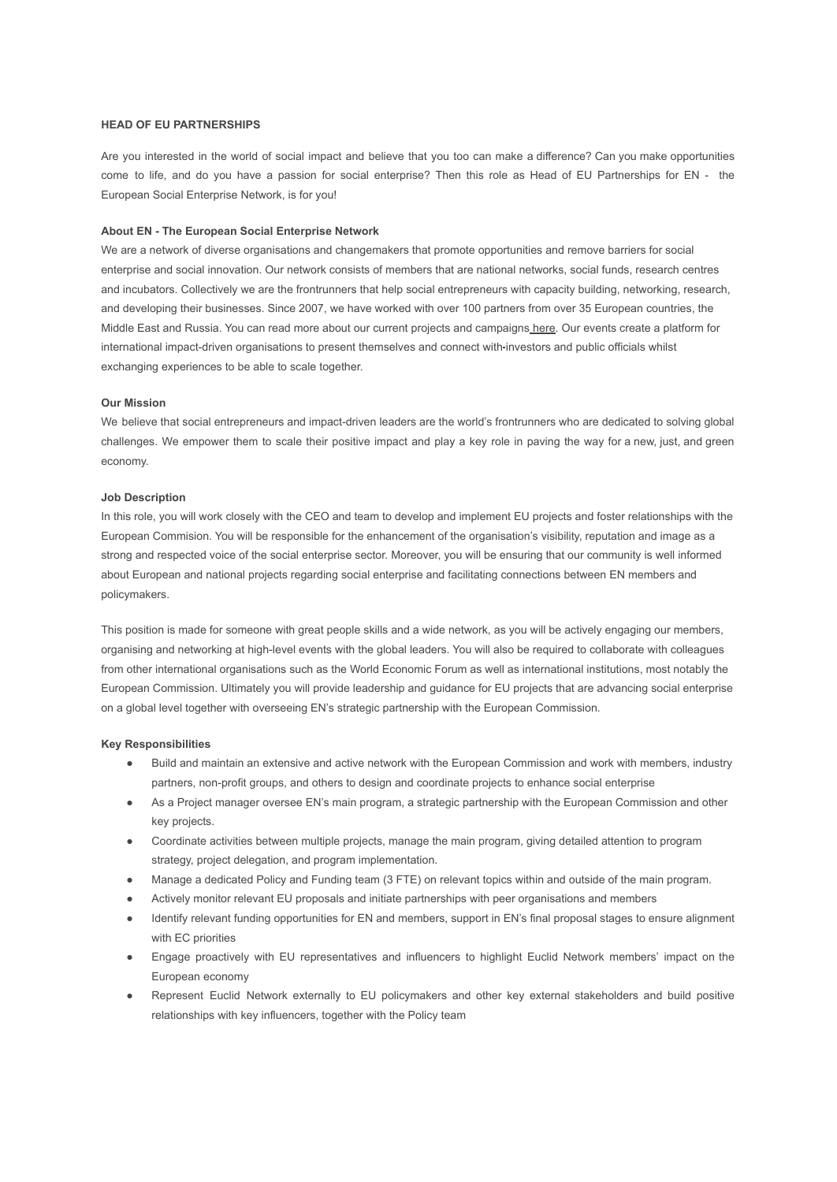**HEAD OF EU PARTNERSHIPS**

Are you interested in the world of social impact and believe that you too can make a difference? Can you make opportunities come to life, and do you have a passion for social enterprise? Then this role as Head of EU Partnerships for EN - the European Social Enterprise Network, is for you!

**About EN - The European Social Enterprise Network**

We are a network of diverse organisations and changemakers that promote opportunities and remove barriers for social enterprise and social innovation. Our network consists of members that are national networks, social funds, research centres and incubators. Collectively we are the frontrunners that help social entrepreneurs with capacity building, networking, research, and developing their businesses. Since 2007, we have worked with over 100 partners from over 35 European countries, the Middle East and Russia. You can read more about our current projects and campaigns here. Our events create a platform for international impact-driven organisations to present themselves and connect with investors and public officials whilst exchanging experiences to be able to scale together.

**Our Mission**

We believe that social entrepreneurs and impact-driven leaders are the world's frontrunners who are dedicated to solving global challenges. We empower them to scale their positive impact and play a key role in paving the way for a new, just, and green economy.

**Job Description**

In this role, you will work closely with the CEO and team to develop and implement EU projects and foster relationships with the European Commision. You will be responsible for the enhancement of the organisation's visibility, reputation and image as a strong and respected voice of the social enterprise sector. Moreover, you will be ensuring that our community is well informed about European and national projects regarding social enterprise and facilitating connections between EN members and policymakers.

This position is made for someone with great people skills and a wide network, as you will be actively engaging our members, organising and networking at high-level events with the global leaders. You will also be required to collaborate with colleagues from other international organisations such as the World Economic Forum as well as international institutions, most notably the European Commission. Ultimately you will provide leadership and guidance for EU projects that are advancing social enterprise on a global level together with overseeing EN's strategic partnership with the European Commission.

**Key Responsibilities**

- Build and maintain an extensive and active network with the European Commission and work with members, industry partners, non-profit groups, and others to design and coordinate projects to enhance social enterprise
- As a Project manager oversee EN's main program, a strategic partnership with the European Commission and other key projects.
- Coordinate activities between multiple projects, manage the main program, giving detailed attention to program strategy, project delegation, and program implementation.
- Manage a dedicated Policy and Funding team (3 FTE) on relevant topics within and outside of the main program.
- Actively monitor relevant EU proposals and initiate partnerships with peer organisations and members
- Identify relevant funding opportunities for EN and members, support in EN's final proposal stages to ensure alignment with EC priorities
- Engage proactively with EU representatives and influencers to highlight Euclid Network members' impact on the European economy
- Represent Euclid Network externally to EU policymakers and other key external stakeholders and build positive relationships with key influencers, together with the Policy team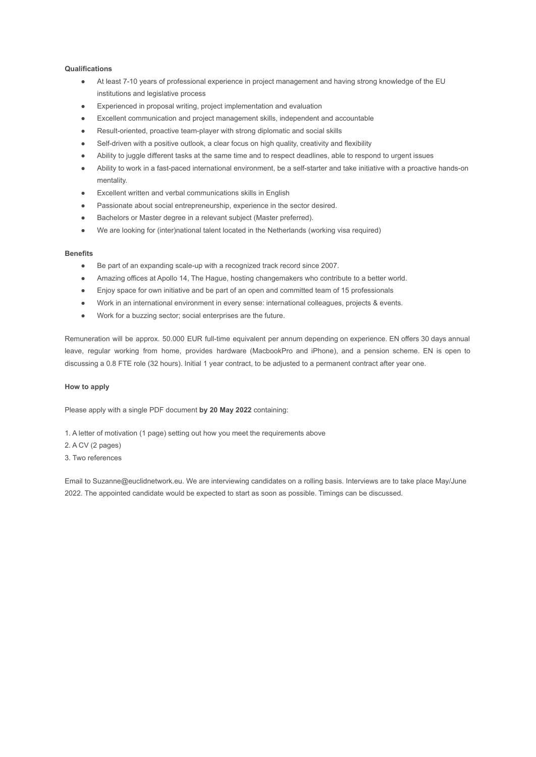**Qualifications**

- At least 7-10 years of professional experience in project management and having strong knowledge of the EU institutions and legislative process
- Experienced in proposal writing, project implementation and evaluation
- Excellent communication and project management skills, independent and accountable
- Result-oriented, proactive team-player with strong diplomatic and social skills
- Self-driven with a positive outlook, a clear focus on high quality, creativity and flexibility
- Ability to juggle different tasks at the same time and to respect deadlines, able to respond to urgent issues
- Ability to work in a fast-paced international environment, be a self-starter and take initiative with a proactive hands-on mentality.
- Excellent written and verbal communications skills in English
- Passionate about social entrepreneurship, experience in the sector desired.
- Bachelors or Master degree in a relevant subject (Master preferred).
- We are looking for (inter)national talent located in the Netherlands (working visa required)

**Benefits**

- Be part of an expanding scale-up with a recognized track record since 2007.
- Amazing offices at Apollo 14, The Hague, hosting changemakers who contribute to a better world.
- Enjoy space for own initiative and be part of an open and committed team of 15 professionals
- Work in an international environment in every sense: international colleagues, projects & events.
- Work for a buzzing sector; social enterprises are the future.

Remuneration will be approx. 50.000 EUR full-time equivalent per annum depending on experience. EN offers 30 days annual leave, regular working from home, provides hardware (MacbookPro and iPhone), and a pension scheme. EN is open to discussing a 0.8 FTE role (32 hours). Initial 1 year contract, to be adjusted to a permanent contract after year one.

**How to apply**

Please apply with a single PDF document **by 20 May 2022** containing:

1. A letter of motivation (1 page) setting out how you meet the requirements above
2. A CV (2 pages)
3. Two references

Email to Suzanne@euclidnetwork.eu. We are interviewing candidates on a rolling basis. Interviews are to take place May/June 2022. The appointed candidate would be expected to start as soon as possible. Timings can be discussed.